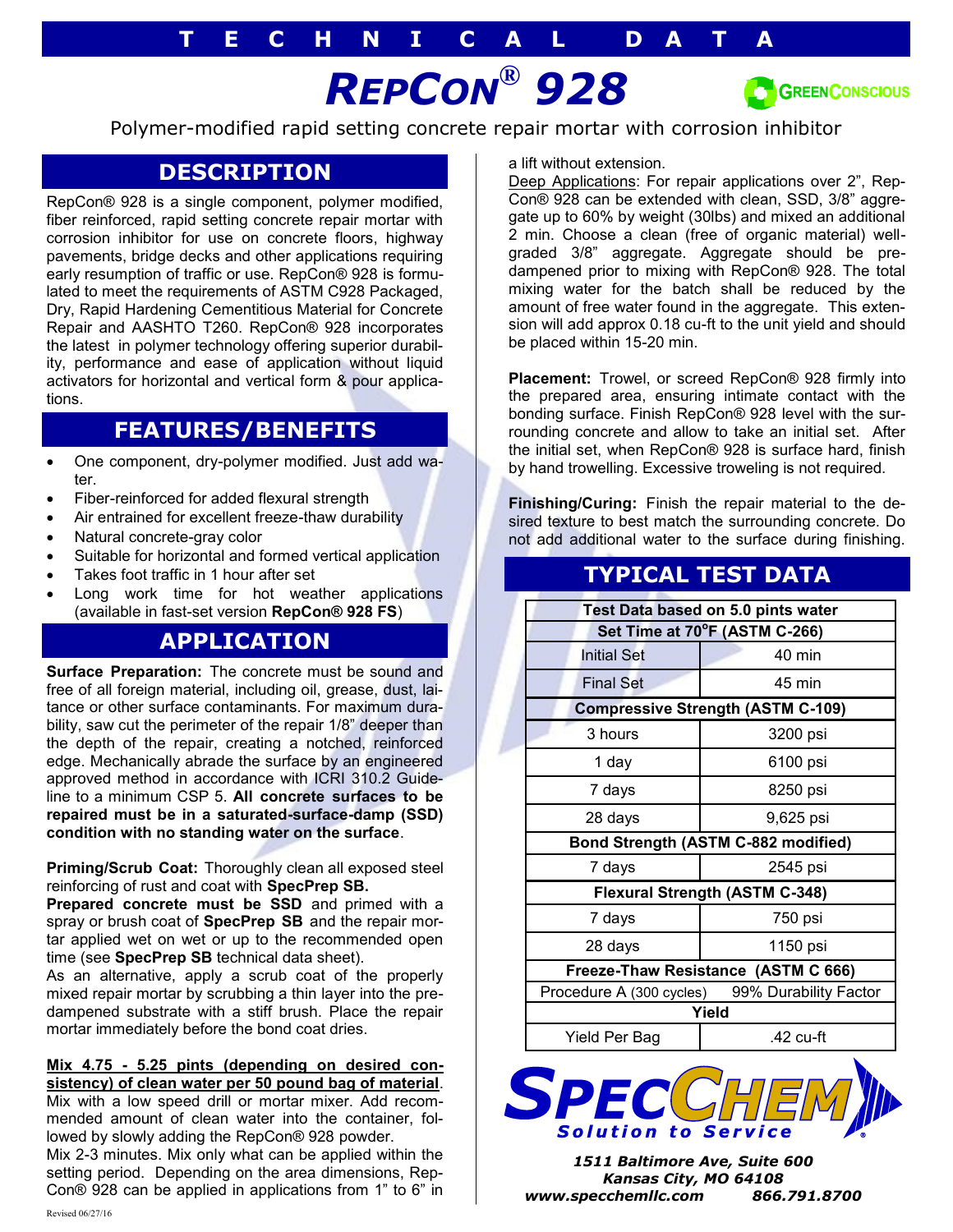# TECHNICAL DATA

# REPCON® 928

GREENCONSCIOUS

Polymer-modified rapid setting concrete repair mortar with corrosion inhibitor

## DESCRIPTION

RepCon® 928 is a single component, polymer modified, fiber reinforced, rapid setting concrete repair mortar with corrosion inhibitor for use on concrete floors, highway pavements, bridge decks and other applications requiring early resumption of traffic or use. RepCon® 928 is formulated to meet the requirements of ASTM C928 Packaged, Dry, Rapid Hardening Cementitious Material for Concrete Repair and AASHTO T260. RepCon® 928 incorporates the latest in polymer technology offering superior durability, performance and ease of application without liquid activators for horizontal and vertical form & pour applications.

## FEATURES/BENEFITS

- One component, dry-polymer modified. Just add water.
- Fiber-reinforced for added flexural strength
- Air entrained for excellent freeze-thaw durability
- Natural concrete-gray color
- Suitable for horizontal and formed vertical application
- Takes foot traffic in 1 hour after set
- Long work time for hot weather applications (available in fast-set version **RepCon® 928 FS**)

## APPLICATION

**Surface Preparation:** The concrete must be sound and free of all foreign material, including oil, grease, dust, laitance or other surface contaminants. For maximum durability, saw cut the perimeter of the repair 1/8" deeper than the depth of the repair, creating a notched, reinforced edge. Mechanically abrade the surface by an engineered approved method in accordance with ICRI 310.2 Guideline to a minimum CSP 5. **All concrete surfaces to be repaired must be in a saturated-surface-damp (SSD) condition with no standing water on the surface**.

**Priming/Scrub Coat:** Thoroughly clean all exposed steel reinforcing of rust and coat with **SpecPrep SB.**
**Prepared concrete must be SSD** and primed with a spray or brush coat of **SpecPrep SB** and the repair mortar applied wet on wet or up to the recommended open time (see **SpecPrep SB** technical data sheet).
As an alternative, apply a scrub coat of the properly mixed repair mortar by scrubbing a thin layer into the predampened substrate with a stiff brush. Place the repair mortar immediately before the bond coat dries.

**Mix 4.75 - 5.25 pints (depending on desired consistency) of clean water per 50 pound bag of material**. Mix with a low speed drill or mortar mixer. Add recommended amount of clean water into the container, followed by slowly adding the RepCon® 928 powder.
Mix 2-3 minutes. Mix only what can be applied within the setting period. Depending on the area dimensions, RepCon® 928 can be applied in applications from 1" to 6" in a lift without extension.
Deep Applications: For repair applications over 2", RepCon® 928 can be extended with clean, SSD, 3/8" aggregate up to 60% by weight (30lbs) and mixed an additional 2 min. Choose a clean (free of organic material) well-graded 3/8" aggregate. Aggregate should be predampened prior to mixing with RepCon® 928. The total mixing water for the batch shall be reduced by the amount of free water found in the aggregate. This extension will add approx 0.18 cu-ft to the unit yield and should be placed within 15-20 min.

**Placement:** Trowel, or screed RepCon® 928 firmly into the prepared area, ensuring intimate contact with the bonding surface. Finish RepCon® 928 level with the surrounding concrete and allow to take an initial set. After the initial set, when RepCon® 928 is surface hard, finish by hand trowelling. Excessive troweling is not required.

**Finishing/Curing:** Finish the repair material to the desired texture to best match the surrounding concrete. Do not add additional water to the surface during finishing.

## TYPICAL TEST DATA

| Test Data based on 5.0 pints water | |
|---|---|
| **Set Time at 70°F (ASTM C-266)** | |
| Initial Set | 40 min |
| Final Set | 45 min |
| **Compressive Strength (ASTM C-109)** | |
| 3 hours | 3200 psi |
| 1 day | 6100 psi |
| 7 days | 8250 psi |
| 28 days | 9,625 psi |
| **Bond Strength (ASTM C-882 modified)** | |
| 7 days | 2545 psi |
| **Flexural Strength (ASTM C-348)** | |
| 7 days | 750 psi |
| 28 days | 1150 psi |
| **Freeze-Thaw Resistance (ASTM C 666)** | |
| Procedure A (300 cycles) | 99% Durability Factor |
| **Yield** | |
| Yield Per Bag | .42 cu-ft |

SPECCHEM
Solution to Service

*1511 Baltimore Ave, Suite 600*
*Kansas City, MO 64108*
*www.specchemllc.com 866.791.8700*

Revised 06/27/16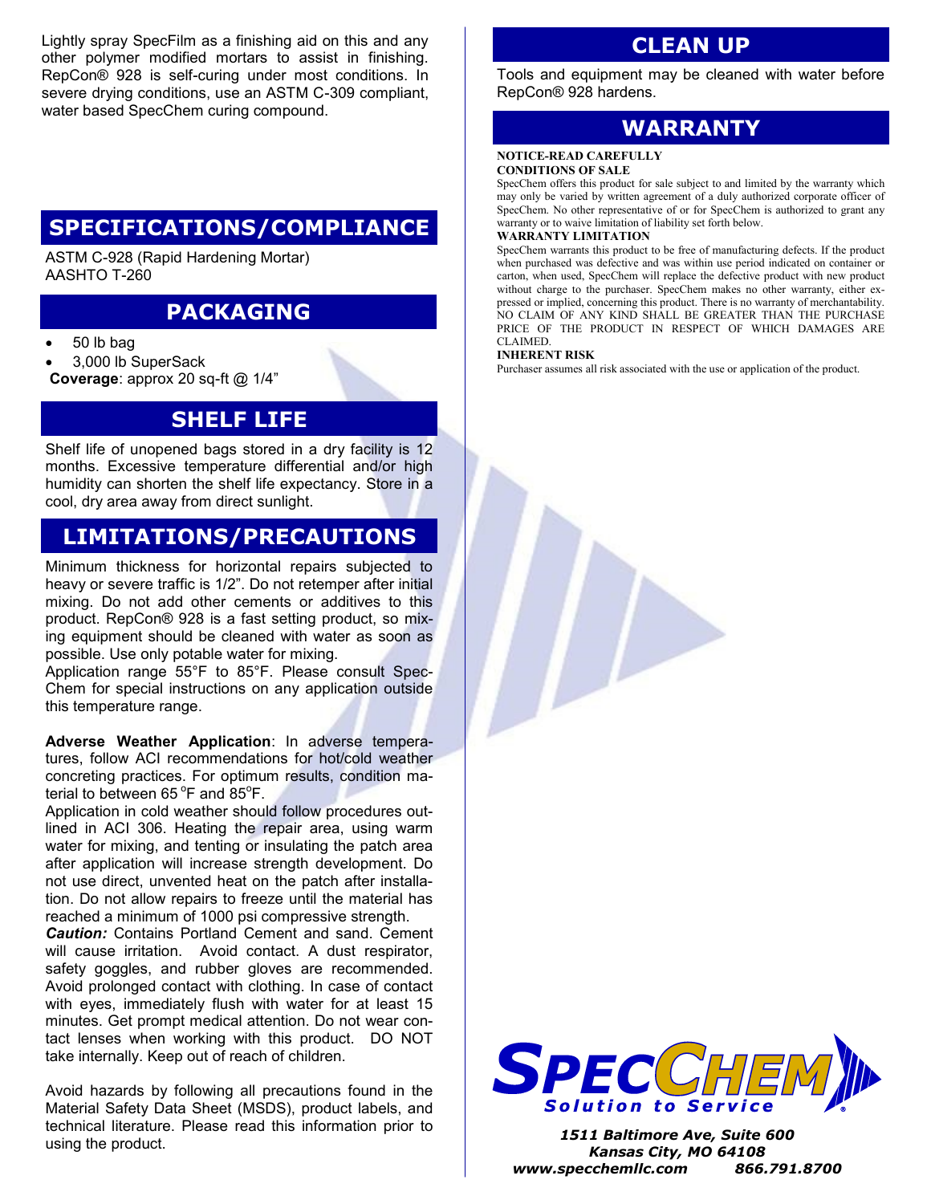Lightly spray SpecFilm as a finishing aid on this and any other polymer modified mortars to assist in finishing. RepCon® 928 is self-curing under most conditions. In severe drying conditions, use an ASTM C-309 compliant, water based SpecChem curing compound.

## SPECIFICATIONS/COMPLIANCE

ASTM C-928 (Rapid Hardening Mortar)
AASHTO T-260

## PACKAGING

- 50 lb bag
- 3,000 lb SuperSack

**Coverage**: approx 20 sq-ft @ 1/4"

## SHELF LIFE

Shelf life of unopened bags stored in a dry facility is 12 months. Excessive temperature differential and/or high humidity can shorten the shelf life expectancy. Store in a cool, dry area away from direct sunlight.

## LIMITATIONS/PRECAUTIONS

Minimum thickness for horizontal repairs subjected to heavy or severe traffic is 1/2". Do not retemper after initial mixing. Do not add other cements or additives to this product. RepCon® 928 is a fast setting product, so mixing equipment should be cleaned with water as soon as possible. Use only potable water for mixing.
Application range 55°F to 85°F. Please consult SpecChem for special instructions on any application outside this temperature range.

**Adverse Weather Application**: In adverse temperatures, follow ACI recommendations for hot/cold weather concreting practices. For optimum results, condition material to between 65°F and 85°F.
Application in cold weather should follow procedures outlined in ACI 306. Heating the repair area, using warm water for mixing, and tenting or insulating the patch area after application will increase strength development. Do not use direct, unvented heat on the patch after installation. Do not allow repairs to freeze until the material has reached a minimum of 1000 psi compressive strength.
***Caution:*** Contains Portland Cement and sand. Cement will cause irritation. Avoid contact. A dust respirator, safety goggles, and rubber gloves are recommended. Avoid prolonged contact with clothing. In case of contact with eyes, immediately flush with water for at least 15 minutes. Get prompt medical attention. Do not wear contact lenses when working with this product. DO NOT take internally. Keep out of reach of children.

Avoid hazards by following all precautions found in the Material Safety Data Sheet (MSDS), product labels, and technical literature. Please read this information prior to using the product.

## CLEAN UP

Tools and equipment may be cleaned with water before RepCon® 928 hardens.

## WARRANTY

**NOTICE-READ CAREFULLY**
**CONDITIONS OF SALE**
SpecChem offers this product for sale subject to and limited by the warranty which may only be varied by written agreement of a duly authorized corporate officer of SpecChem. No other representative of or for SpecChem is authorized to grant any warranty or to waive limitation of liability set forth below.
**WARRANTY LIMITATION**
SpecChem warrants this product to be free of manufacturing defects. If the product when purchased was defective and was within use period indicated on container or carton, when used, SpecChem will replace the defective product with new product without charge to the purchaser. SpecChem makes no other warranty, either expressed or implied, concerning this product. There is no warranty of merchantability. NO CLAIM OF ANY KIND SHALL BE GREATER THAN THE PURCHASE PRICE OF THE PRODUCT IN RESPECT OF WHICH DAMAGES ARE CLAIMED.
**INHERENT RISK**
Purchaser assumes all risk associated with the use or application of the product.

SPECCHEM
Solution to Service

*1511 Baltimore Ave, Suite 600*
*Kansas City, MO 64108*
*www.specchemllc.com 866.791.8700*